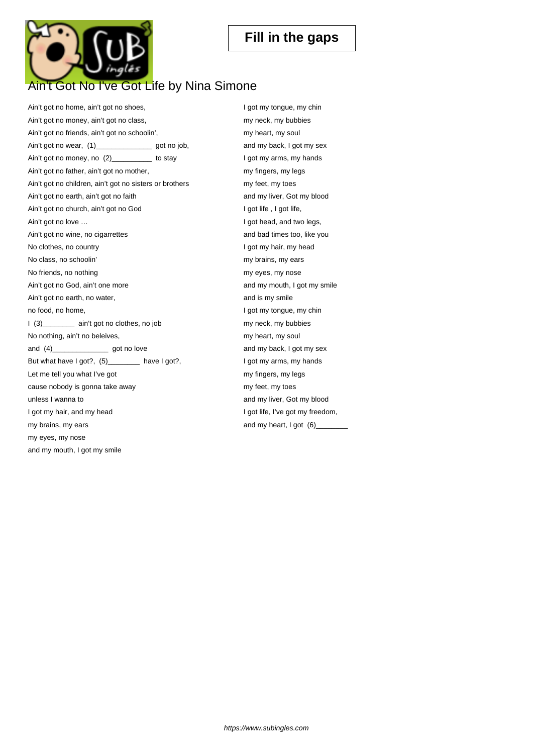**Fill in the gaps**

# Ain't Got No I've Got Life by Nina Simone

Ain't got no home, ain't got no shoes,
Ain't got no money, ain't got no class,
Ain't got no friends, ain't got no schoolin',
Ain't got no wear, (1)______________ got no job,
Ain't got no money, no (2)__________ to stay
Ain't got no father, ain't got no mother,
Ain't got no children, ain't got no sisters or brothers
Ain't got no earth, ain't got no faith
Ain't got no church, ain't got no God
Ain't got no love …
Ain't got no wine, no cigarrettes
No clothes, no country
No class, no schoolin'
No friends, no nothing
Ain't got no God, ain't one more
Ain't got no earth, no water,
no food, no home,
I (3)________ ain't got no clothes, no job
No nothing, ain't no beleives,
and (4)______________ got no love
But what have I got?, (5)________ have I got?,
Let me tell you what I've got
cause nobody is gonna take away
unless I wanna to
I got my hair, and my head
my brains, my ears
my eyes, my nose
and my mouth, I got my smile
I got my tongue, my chin
my neck, my bubbies
my heart, my soul
and my back, I got my sex
I got my arms, my hands
my fingers, my legs
my feet, my toes
and my liver, Got my blood
I got life , I got life,
I got head, and two legs,
and bad times too, like you
I got my hair, my head
my brains, my ears
my eyes, my nose
and my mouth, I got my smile
and is my smile
I got my tongue, my chin
my neck, my bubbies
my heart, my soul
and my back, I got my sex
I got my arms, my hands
my fingers, my legs
my feet, my toes
and my liver, Got my blood
I got life, I've got my freedom,
and my heart, I got (6)________

*https://www.subingles.com*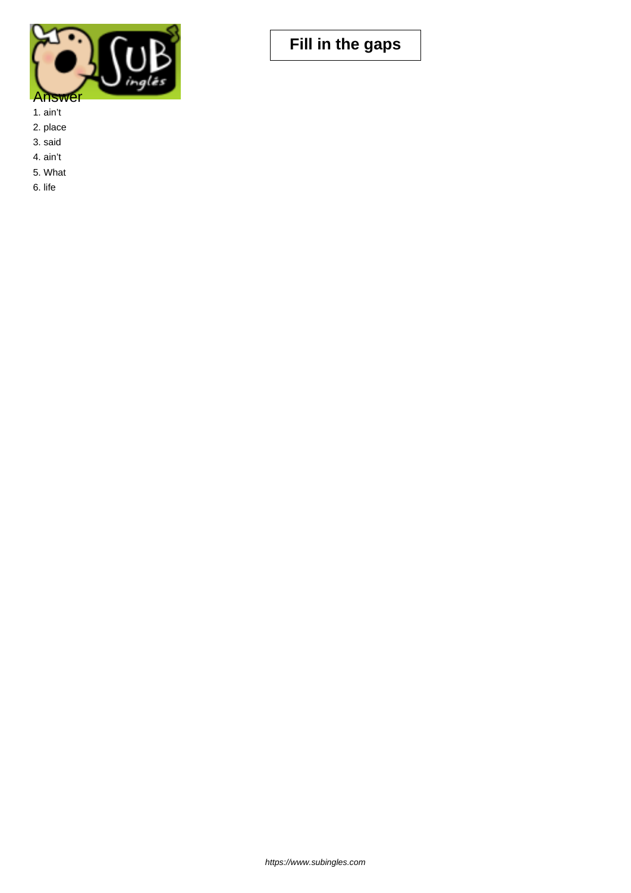# Fill in the gaps

## Answer

1. ain't
2. place
3. said
4. ain't
5. What
6. life

*https://www.subingles.com*